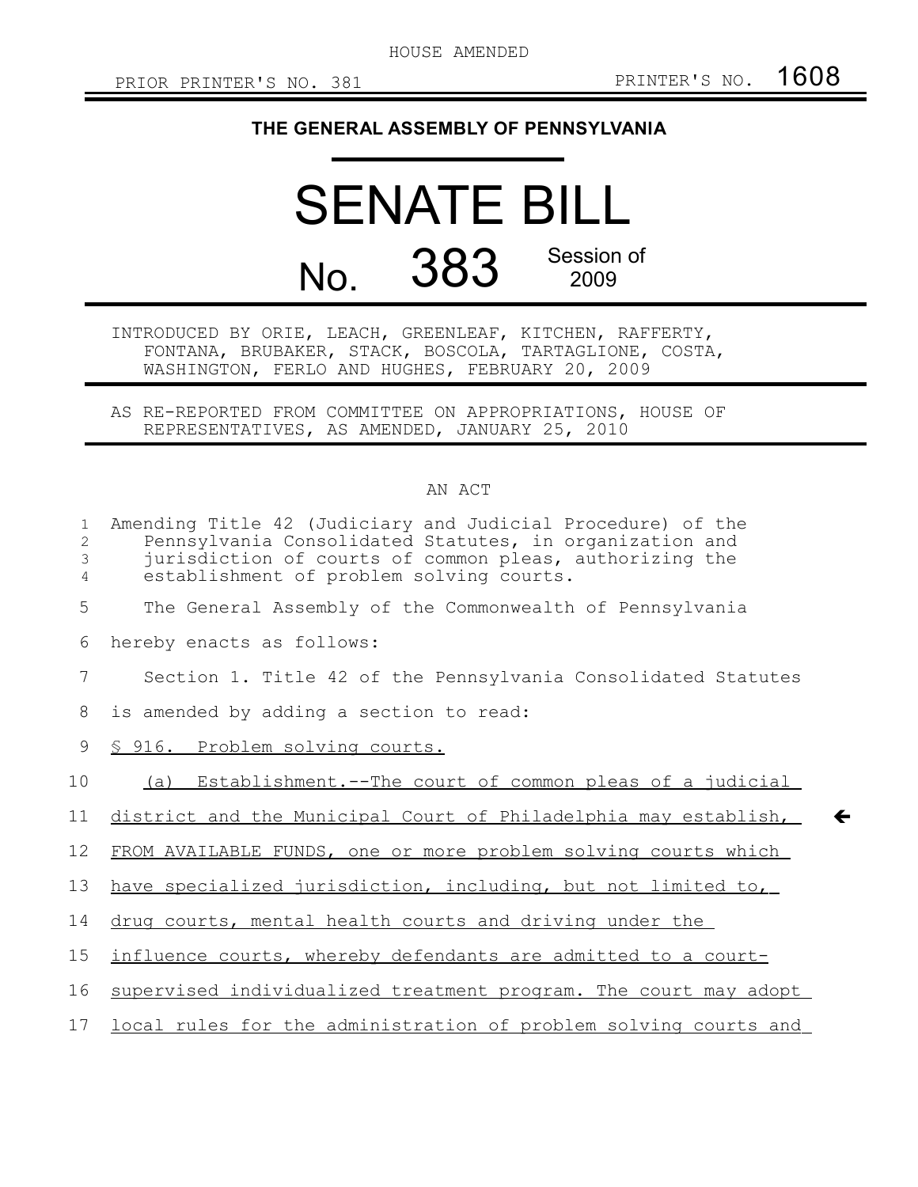HOUSE AMENDED

PRIOR PRINTER'S NO. 381 PRINTER'S NO. 1608

# THE GENERAL ASSEMBLY OF PENNSYLVANIA

# SENATE BILL

# No. 383 Session of 2009

INTRODUCED BY ORIE, LEACH, GREENLEAF, KITCHEN, RAFFERTY, FONTANA, BRUBAKER, STACK, BOSCOLA, TARTAGLIONE, COSTA, WASHINGTON, FERLO AND HUGHES, FEBRUARY 20, 2009

AS RE-REPORTED FROM COMMITTEE ON APPROPRIATIONS, HOUSE OF REPRESENTATIVES, AS AMENDED, JANUARY 25, 2010

AN ACT

1 Amending Title 42 (Judiciary and Judicial Procedure) of the
2 Pennsylvania Consolidated Statutes, in organization and
3 jurisdiction of courts of common pleas, authorizing the
4 establishment of problem solving courts.

5 The General Assembly of the Commonwealth of Pennsylvania
6 hereby enacts as follows:

7 Section 1. Title 42 of the Pennsylvania Consolidated Statutes
8 is amended by adding a section to read:

9 § 916. Problem solving courts.

10 (a) Establishment.--The court of common pleas of a judicial
11 district and the Municipal Court of Philadelphia may establish, ←
12 FROM AVAILABLE FUNDS, one or more problem solving courts which
13 have specialized jurisdiction, including, but not limited to,
14 drug courts, mental health courts and driving under the
15 influence courts, whereby defendants are admitted to a court-
16 supervised individualized treatment program. The court may adopt
17 local rules for the administration of problem solving courts and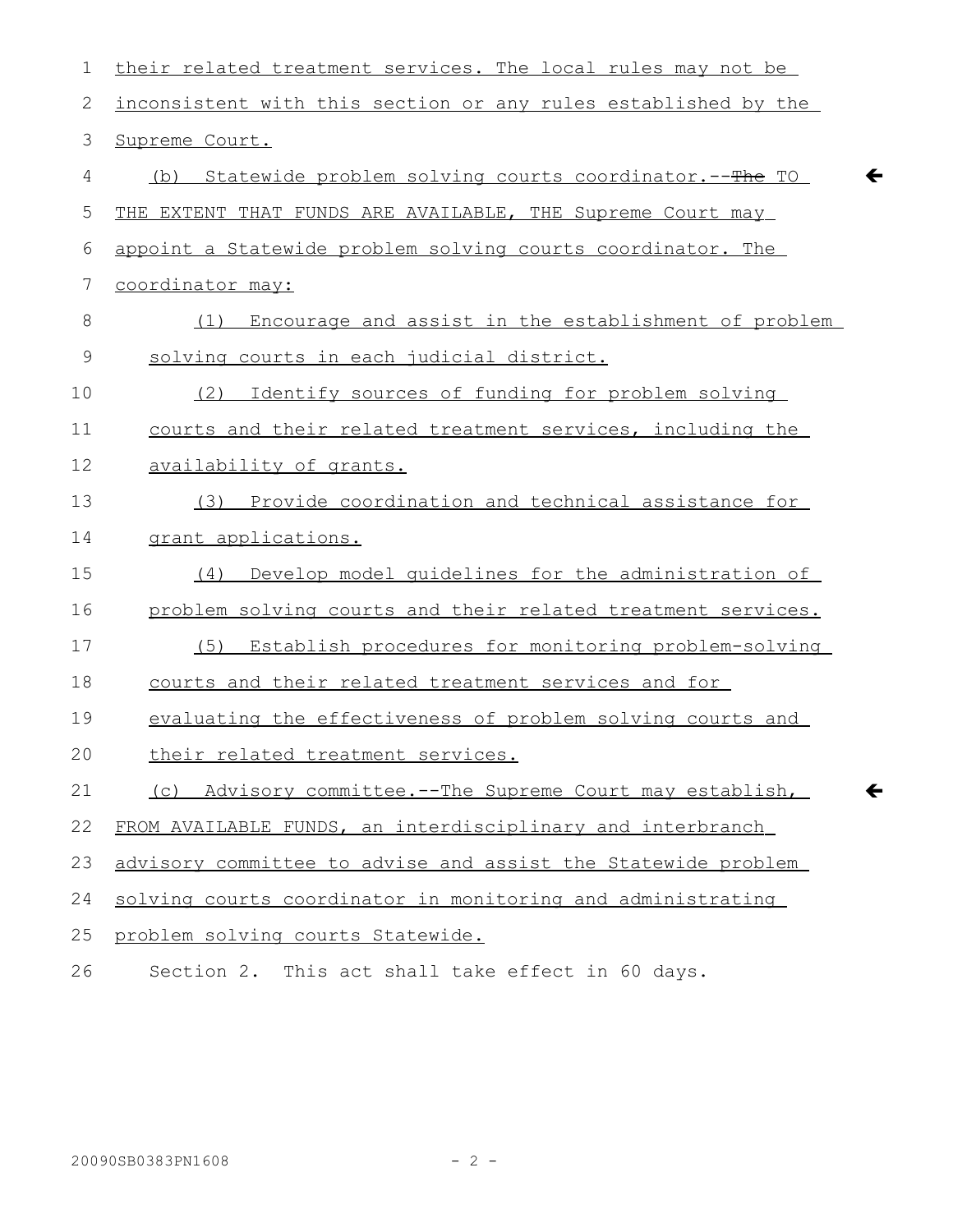their related treatment services. The local rules may not be inconsistent with this section or any rules established by the Supreme Court.

(b) Statewide problem solving courts coordinator.--~~The~~ TO THE EXTENT THAT FUNDS ARE AVAILABLE, THE Supreme Court may appoint a Statewide problem solving courts coordinator. The coordinator may:

(1) Encourage and assist in the establishment of problem solving courts in each judicial district.

(2) Identify sources of funding for problem solving courts and their related treatment services, including the availability of grants.

(3) Provide coordination and technical assistance for grant applications.

(4) Develop model guidelines for the administration of problem solving courts and their related treatment services.

(5) Establish procedures for monitoring problem-solving courts and their related treatment services and for evaluating the effectiveness of problem solving courts and their related treatment services.

(c) Advisory committee.--The Supreme Court may establish, FROM AVAILABLE FUNDS, an interdisciplinary and interbranch advisory committee to advise and assist the Statewide problem solving courts coordinator in monitoring and administrating problem solving courts Statewide.

Section 2. This act shall take effect in 60 days.